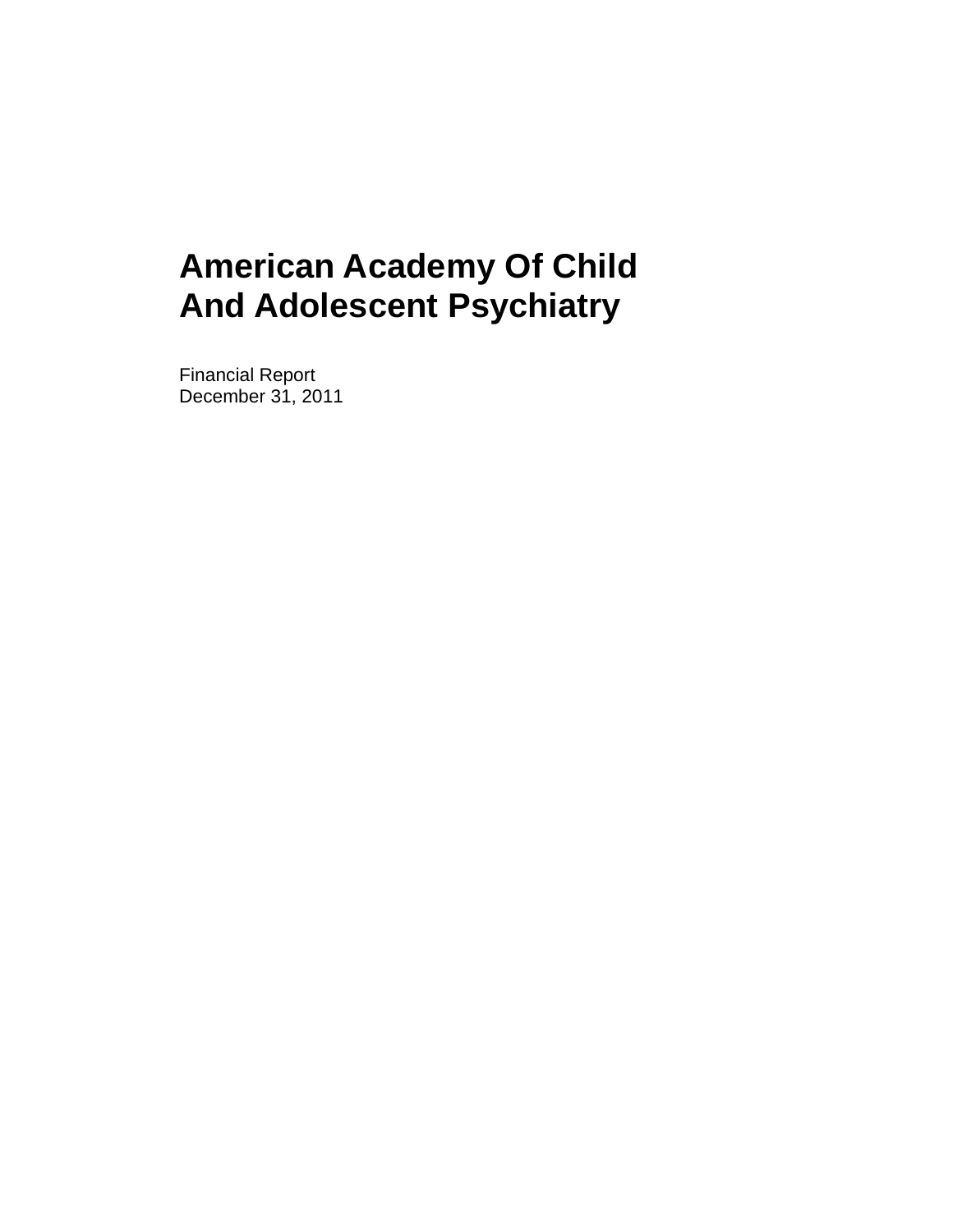# American Academy Of Child And Adolescent Psychiatry

Financial Report
December 31, 2011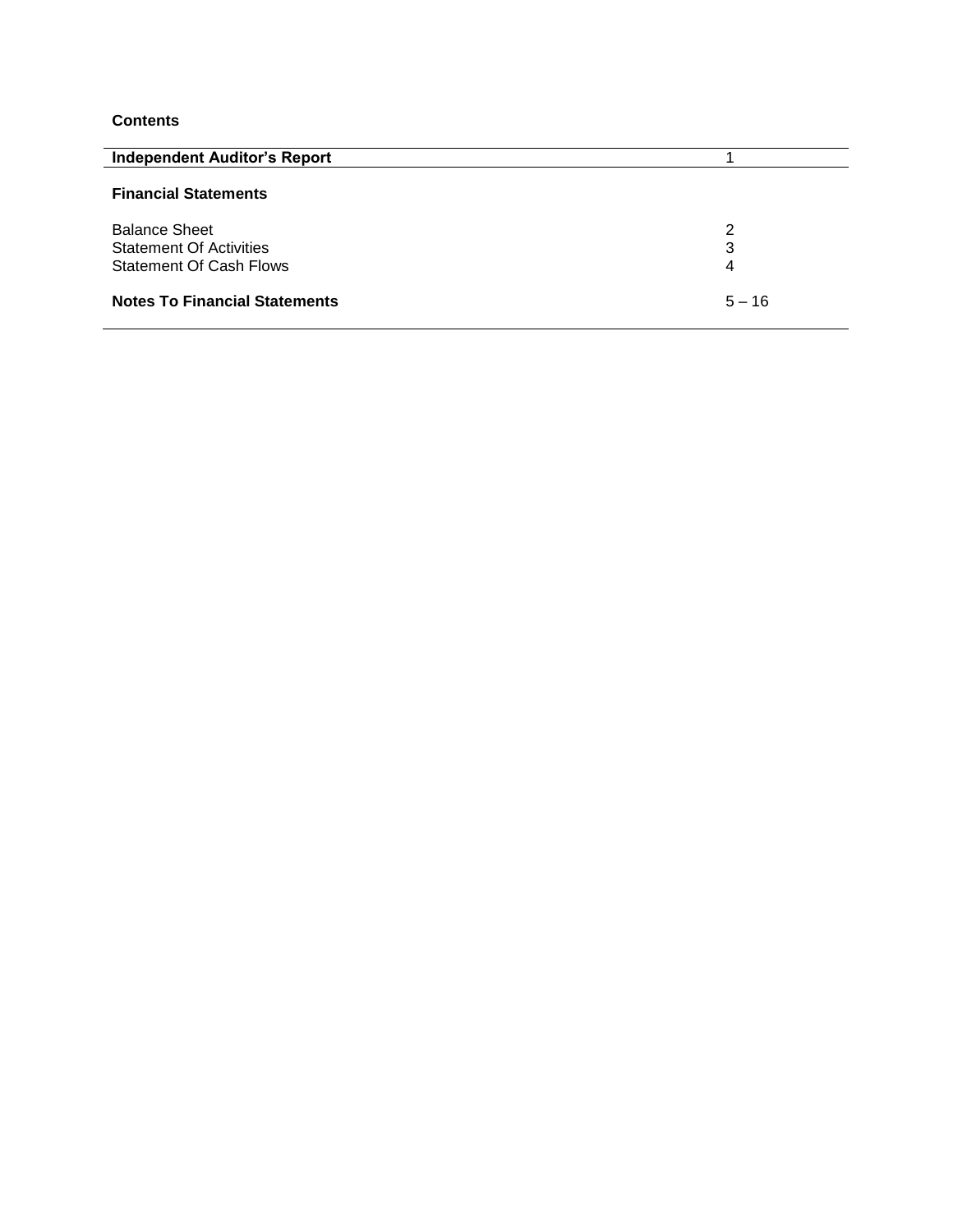**Contents**

| | |
|---|---|
| **Independent Auditor's Report** | 1 |
| **Financial Statements** | |
| Balance Sheet | 2 |
| Statement Of Activities | 3 |
| Statement Of Cash Flows | 4 |
| **Notes To Financial Statements** | 5 – 16 |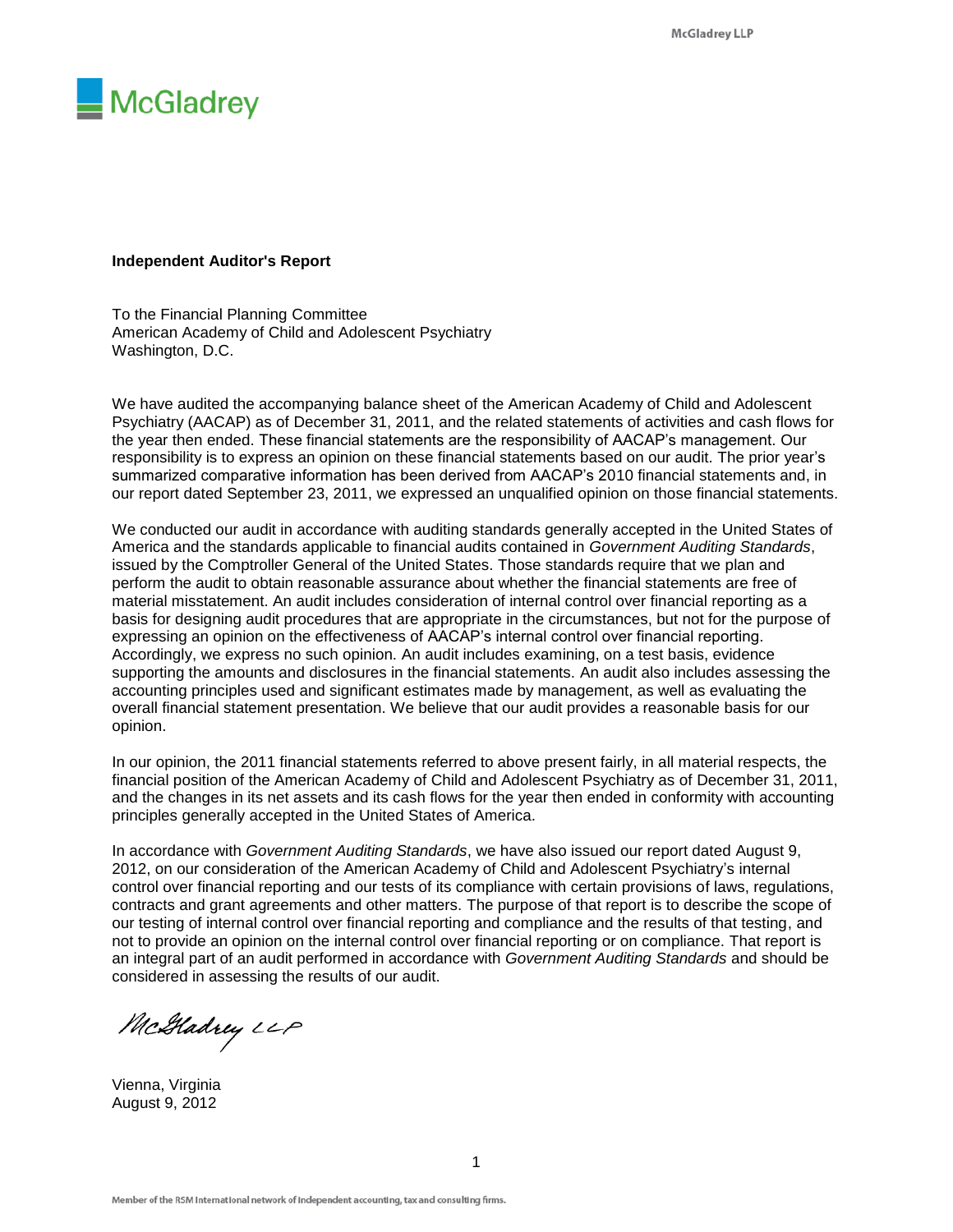## Independent Auditor's Report

To the Financial Planning Committee
American Academy of Child and Adolescent Psychiatry
Washington, D.C.

We have audited the accompanying balance sheet of the American Academy of Child and Adolescent Psychiatry (AACAP) as of December 31, 2011, and the related statements of activities and cash flows for the year then ended. These financial statements are the responsibility of AACAP's management. Our responsibility is to express an opinion on these financial statements based on our audit. The prior year's summarized comparative information has been derived from AACAP's 2010 financial statements and, in our report dated September 23, 2011, we expressed an unqualified opinion on those financial statements.

We conducted our audit in accordance with auditing standards generally accepted in the United States of America and the standards applicable to financial audits contained in *Government Auditing Standards*, issued by the Comptroller General of the United States. Those standards require that we plan and perform the audit to obtain reasonable assurance about whether the financial statements are free of material misstatement. An audit includes consideration of internal control over financial reporting as a basis for designing audit procedures that are appropriate in the circumstances, but not for the purpose of expressing an opinion on the effectiveness of AACAP's internal control over financial reporting. Accordingly, we express no such opinion. An audit includes examining, on a test basis, evidence supporting the amounts and disclosures in the financial statements. An audit also includes assessing the accounting principles used and significant estimates made by management, as well as evaluating the overall financial statement presentation. We believe that our audit provides a reasonable basis for our opinion.

In our opinion, the 2011 financial statements referred to above present fairly, in all material respects, the financial position of the American Academy of Child and Adolescent Psychiatry as of December 31, 2011, and the changes in its net assets and its cash flows for the year then ended in conformity with accounting principles generally accepted in the United States of America.

In accordance with *Government Auditing Standards*, we have also issued our report dated August 9, 2012, on our consideration of the American Academy of Child and Adolescent Psychiatry's internal control over financial reporting and our tests of its compliance with certain provisions of laws, regulations, contracts and grant agreements and other matters. The purpose of that report is to describe the scope of our testing of internal control over financial reporting and compliance and the results of that testing, and not to provide an opinion on the internal control over financial reporting or on compliance. That report is an integral part of an audit performed in accordance with *Government Auditing Standards* and should be considered in assessing the results of our audit.

McGladrey LLP

Vienna, Virginia
August 9, 2012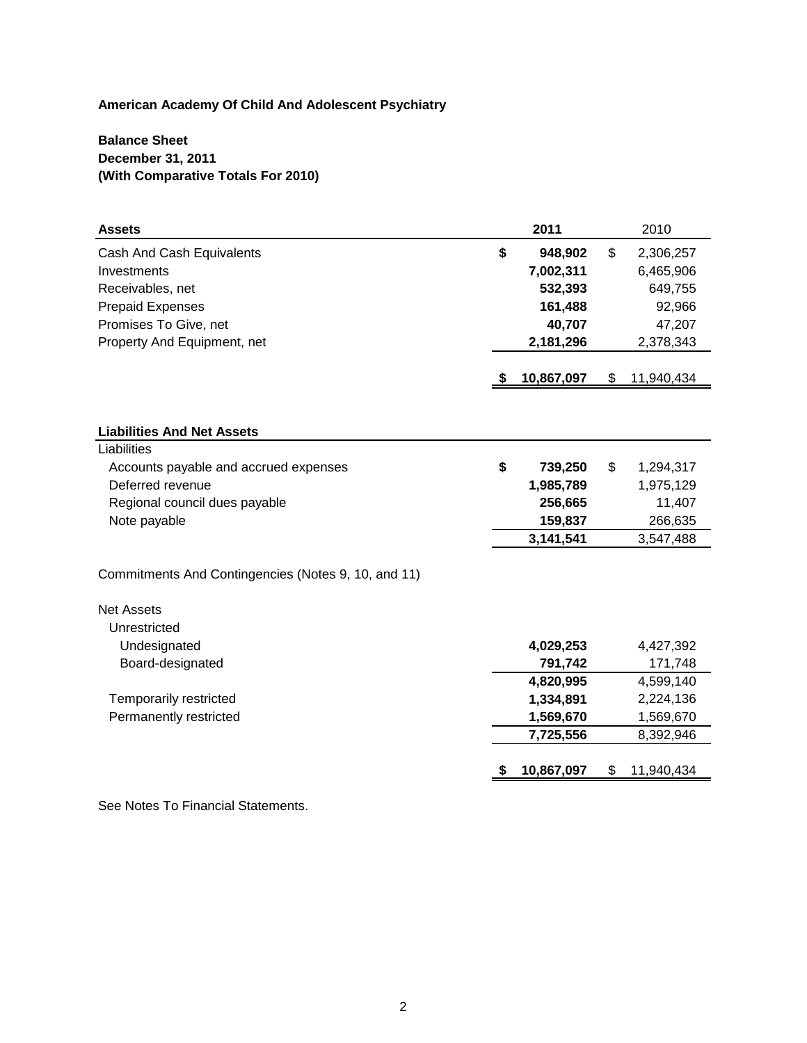**American Academy Of Child And Adolescent Psychiatry**

**Balance Sheet**
**December 31, 2011**
**(With Comparative Totals For 2010)**

| **Assets** | **2011** | 2010 |
|---|---|---|
| Cash And Cash Equivalents | **$ 948,902** | $ 2,306,257 |
| Investments | **7,002,311** | 6,465,906 |
| Receivables, net | **532,393** | 649,755 |
| Prepaid Expenses | **161,488** | 92,966 |
| Promises To Give, net | **40,707** | 47,207 |
| Property And Equipment, net | **2,181,296** | 2,378,343 |
| | **$ 10,867,097** | $ 11,940,434 |

| **Liabilities And Net Assets** | | |
|---|---|---|
| Liabilities | | |
| Accounts payable and accrued expenses | **$ 739,250** | $ 1,294,317 |
| Deferred revenue | **1,985,789** | 1,975,129 |
| Regional council dues payable | **256,665** | 11,407 |
| Note payable | **159,837** | 266,635 |
| | **3,141,541** | 3,547,488 |
| Commitments And Contingencies (Notes 9, 10, and 11) | | |
| Net Assets | | |
| Unrestricted | | |
| Undesignated | **4,029,253** | 4,427,392 |
| Board-designated | **791,742** | 171,748 |
| | **4,820,995** | 4,599,140 |
| Temporarily restricted | **1,334,891** | 2,224,136 |
| Permanently restricted | **1,569,670** | 1,569,670 |
| | **7,725,556** | 8,392,946 |
| | **$ 10,867,097** | $ 11,940,434 |

See Notes To Financial Statements.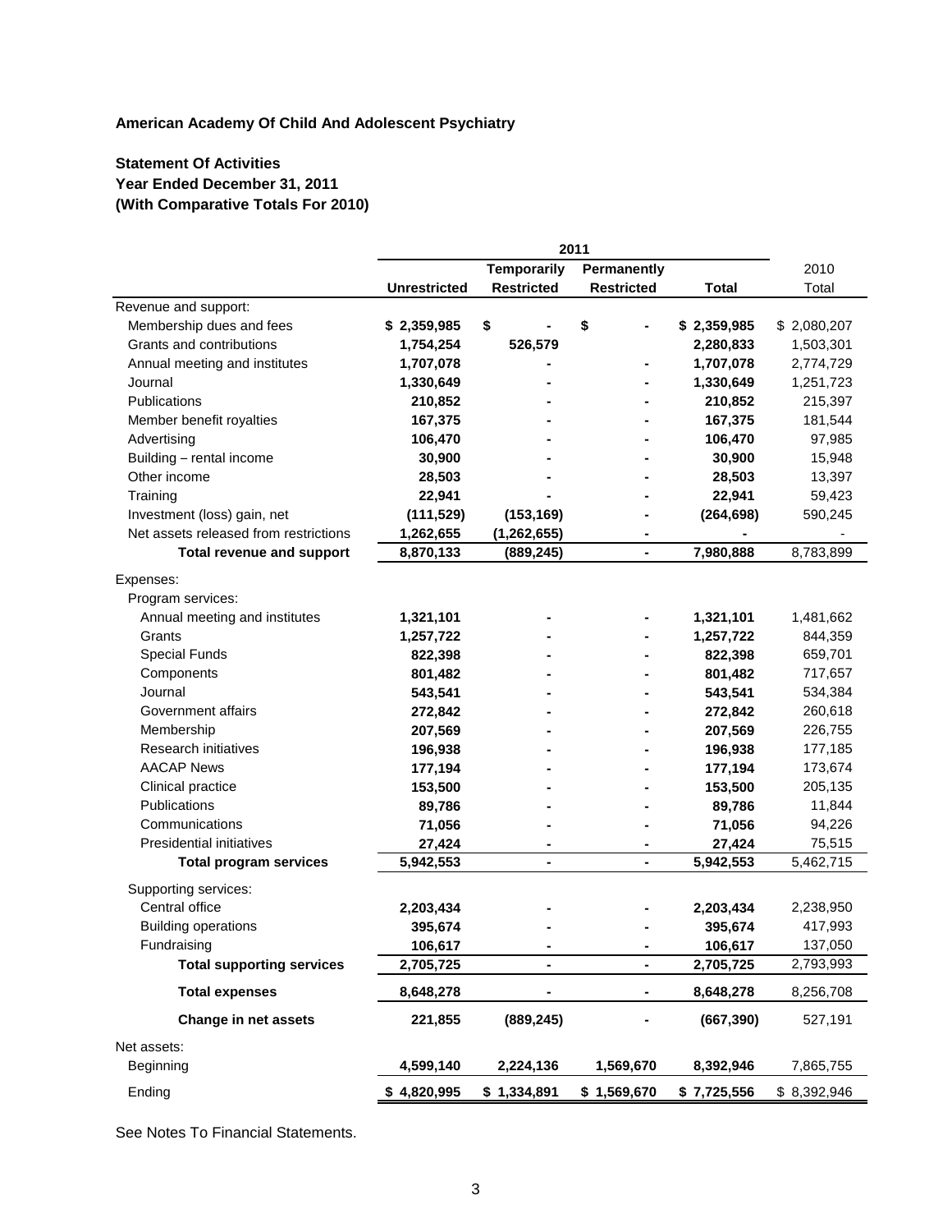**American Academy Of Child And Adolescent Psychiatry**

**Statement Of Activities**
**Year Ended December 31, 2011**
**(With Comparative Totals For 2010)**

| | 2011 | | | | 2010 |
|---|---|---|---|---|---|
| | **Unrestricted** | **Temporarily Restricted** | **Permanently Restricted** | **Total** | Total |
| Revenue and support: | | | | | |
| Membership dues and fees | **$ 2,359,985** | **$ -** | **$ -** | **$ 2,359,985** | $ 2,080,207 |
| Grants and contributions | **1,754,254** | **526,579** | | **2,280,833** | 1,503,301 |
| Annual meeting and institutes | **1,707,078** | **-** | **-** | **1,707,078** | 2,774,729 |
| Journal | **1,330,649** | **-** | **-** | **1,330,649** | 1,251,723 |
| Publications | **210,852** | **-** | **-** | **210,852** | 215,397 |
| Member benefit royalties | **167,375** | **-** | **-** | **167,375** | 181,544 |
| Advertising | **106,470** | **-** | **-** | **106,470** | 97,985 |
| Building – rental income | **30,900** | **-** | **-** | **30,900** | 15,948 |
| Other income | **28,503** | **-** | **-** | **28,503** | 13,397 |
| Training | **22,941** | **-** | **-** | **22,941** | 59,423 |
| Investment (loss) gain, net | **(111,529)** | **(153,169)** | **-** | **(264,698)** | 590,245 |
| Net assets released from restrictions | **1,262,655** | **(1,262,655)** | **-** | **-** | - |
| **Total revenue and support** | **8,870,133** | **(889,245)** | **-** | **7,980,888** | 8,783,899 |
| Expenses: | | | | | |
| Program services: | | | | | |
| Annual meeting and institutes | **1,321,101** | **-** | **-** | **1,321,101** | 1,481,662 |
| Grants | **1,257,722** | **-** | **-** | **1,257,722** | 844,359 |
| Special Funds | **822,398** | **-** | **-** | **822,398** | 659,701 |
| Components | **801,482** | **-** | **-** | **801,482** | 717,657 |
| Journal | **543,541** | **-** | **-** | **543,541** | 534,384 |
| Government affairs | **272,842** | **-** | **-** | **272,842** | 260,618 |
| Membership | **207,569** | **-** | **-** | **207,569** | 226,755 |
| Research initiatives | **196,938** | **-** | **-** | **196,938** | 177,185 |
| AACAP News | **177,194** | **-** | **-** | **177,194** | 173,674 |
| Clinical practice | **153,500** | **-** | **-** | **153,500** | 205,135 |
| Publications | **89,786** | **-** | **-** | **89,786** | 11,844 |
| Communications | **71,056** | **-** | **-** | **71,056** | 94,226 |
| Presidential initiatives | **27,424** | **-** | **-** | **27,424** | 75,515 |
| **Total program services** | **5,942,553** | **-** | **-** | **5,942,553** | 5,462,715 |
| Supporting services: | | | | | |
| Central office | **2,203,434** | **-** | **-** | **2,203,434** | 2,238,950 |
| Building operations | **395,674** | **-** | **-** | **395,674** | 417,993 |
| Fundraising | **106,617** | **-** | **-** | **106,617** | 137,050 |
| **Total supporting services** | **2,705,725** | **-** | **-** | **2,705,725** | 2,793,993 |
| **Total expenses** | **8,648,278** | **-** | **-** | **8,648,278** | 8,256,708 |
| **Change in net assets** | **221,855** | **(889,245)** | **-** | **(667,390)** | 527,191 |
| Net assets: | | | | | |
| Beginning | **4,599,140** | **2,224,136** | **1,569,670** | **8,392,946** | 7,865,755 |
| Ending | **$ 4,820,995** | **$ 1,334,891** | **$ 1,569,670** | **$ 7,725,556** | $ 8,392,946 |

See Notes To Financial Statements.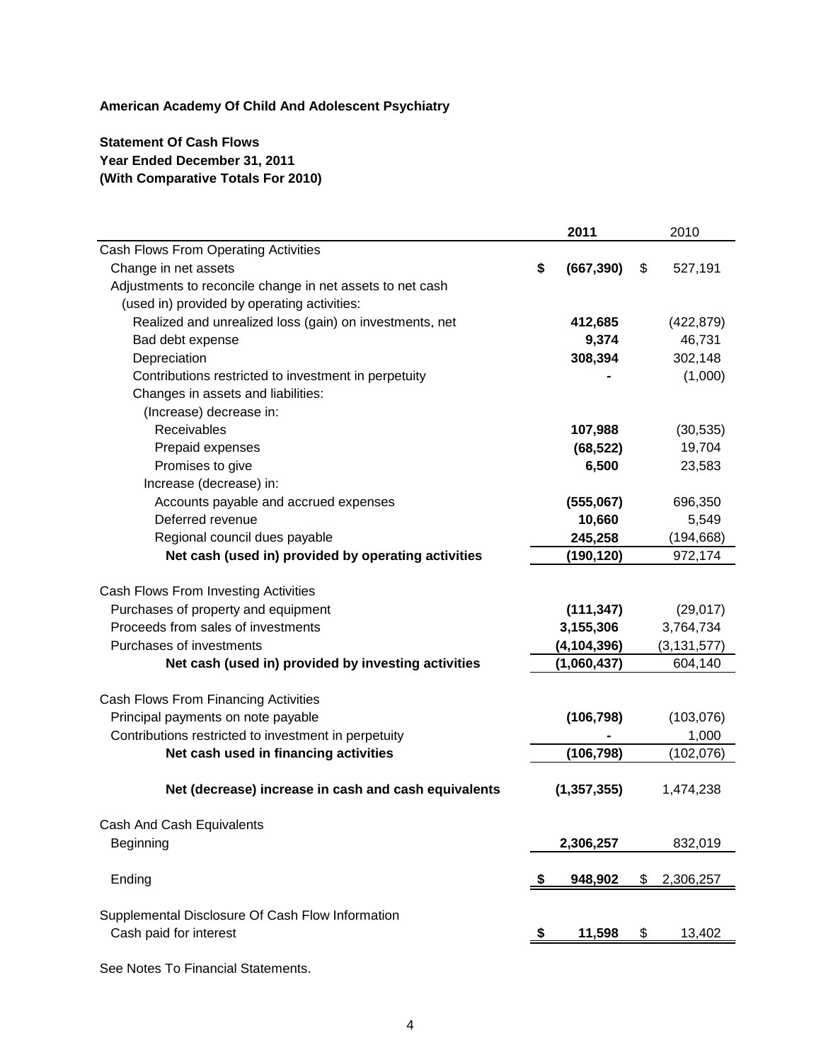**American Academy Of Child And Adolescent Psychiatry**

**Statement Of Cash Flows**
**Year Ended December 31, 2011**
**(With Comparative Totals For 2010)**

| | 2011 | 2010 |
|---|---|---|
| Cash Flows From Operating Activities | | |
| Change in net assets | **$ (667,390)** | $ 527,191 |
| Adjustments to reconcile change in net assets to net cash (used in) provided by operating activities: | | |
| Realized and unrealized loss (gain) on investments, net | **412,685** | (422,879) |
| Bad debt expense | **9,374** | 46,731 |
| Depreciation | **308,394** | 302,148 |
| Contributions restricted to investment in perpetuity | **-** | (1,000) |
| Changes in assets and liabilities: | | |
| (Increase) decrease in: | | |
| Receivables | **107,988** | (30,535) |
| Prepaid expenses | **(68,522)** | 19,704 |
| Promises to give | **6,500** | 23,583 |
| Increase (decrease) in: | | |
| Accounts payable and accrued expenses | **(555,067)** | 696,350 |
| Deferred revenue | **10,660** | 5,549 |
| Regional council dues payable | **245,258** | (194,668) |
| **Net cash (used in) provided by operating activities** | **(190,120)** | 972,174 |
| | | |
| Cash Flows From Investing Activities | | |
| Purchases of property and equipment | **(111,347)** | (29,017) |
| Proceeds from sales of investments | **3,155,306** | 3,764,734 |
| Purchases of investments | **(4,104,396)** | (3,131,577) |
| **Net cash (used in) provided by investing activities** | **(1,060,437)** | 604,140 |
| | | |
| Cash Flows From Financing Activities | | |
| Principal payments on note payable | **(106,798)** | (103,076) |
| Contributions restricted to investment in perpetuity | **-** | 1,000 |
| **Net cash used in financing activities** | **(106,798)** | (102,076) |
| | | |
| **Net (decrease) increase in cash and cash equivalents** | **(1,357,355)** | 1,474,238 |
| | | |
| Cash And Cash Equivalents | | |
| Beginning | **2,306,257** | 832,019 |
| | | |
| Ending | **$ 948,902** | $ 2,306,257 |
| | | |
| Supplemental Disclosure Of Cash Flow Information | | |
| Cash paid for interest | **$ 11,598** | $ 13,402 |

See Notes To Financial Statements.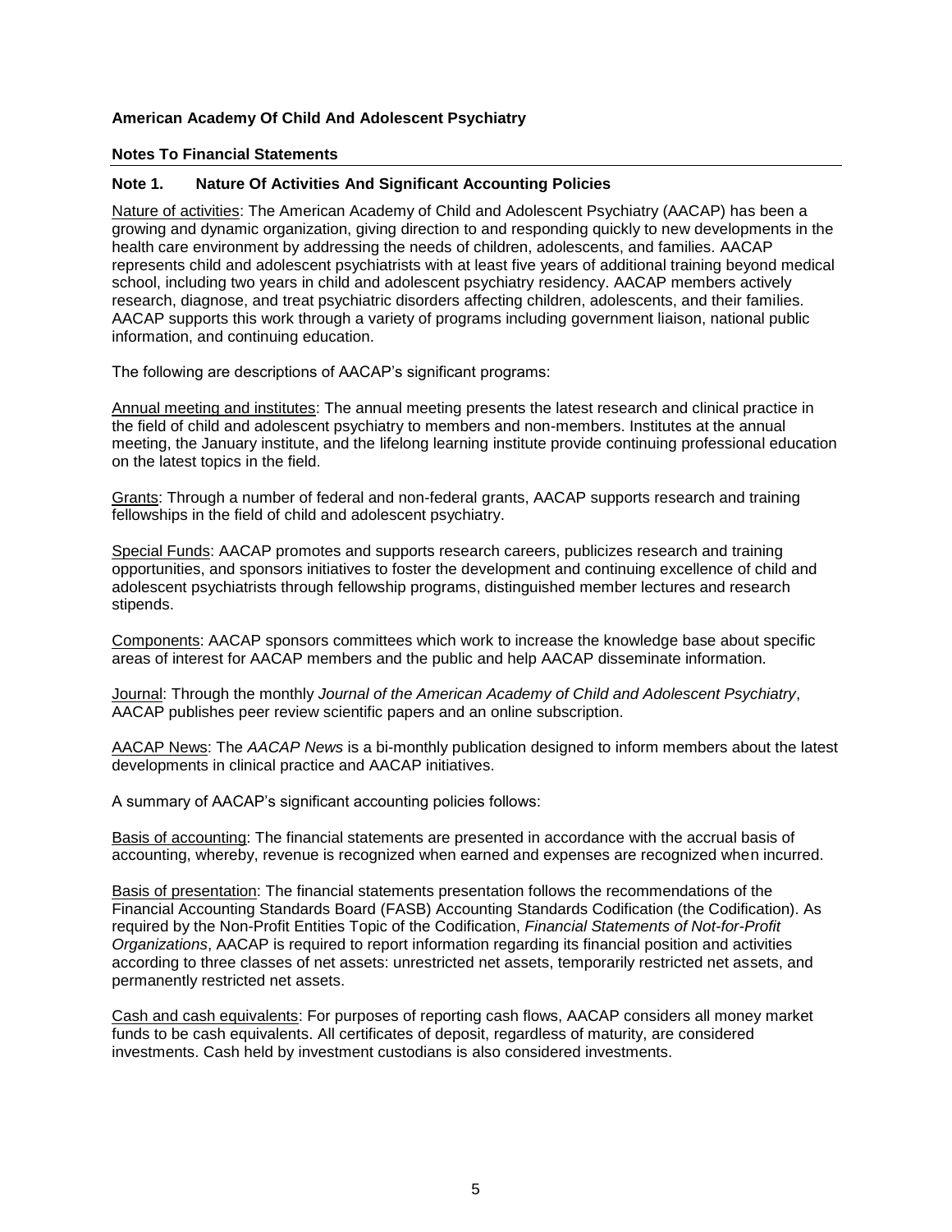**American Academy Of Child And Adolescent Psychiatry**

**Notes To Financial Statements**

**Note 1. Nature Of Activities And Significant Accounting Policies**

Nature of activities: The American Academy of Child and Adolescent Psychiatry (AACAP) has been a growing and dynamic organization, giving direction to and responding quickly to new developments in the health care environment by addressing the needs of children, adolescents, and families. AACAP represents child and adolescent psychiatrists with at least five years of additional training beyond medical school, including two years in child and adolescent psychiatry residency. AACAP members actively research, diagnose, and treat psychiatric disorders affecting children, adolescents, and their families. AACAP supports this work through a variety of programs including government liaison, national public information, and continuing education.

The following are descriptions of AACAP's significant programs:

Annual meeting and institutes: The annual meeting presents the latest research and clinical practice in the field of child and adolescent psychiatry to members and non-members. Institutes at the annual meeting, the January institute, and the lifelong learning institute provide continuing professional education on the latest topics in the field.

Grants: Through a number of federal and non-federal grants, AACAP supports research and training fellowships in the field of child and adolescent psychiatry.

Special Funds: AACAP promotes and supports research careers, publicizes research and training opportunities, and sponsors initiatives to foster the development and continuing excellence of child and adolescent psychiatrists through fellowship programs, distinguished member lectures and research stipends.

Components: AACAP sponsors committees which work to increase the knowledge base about specific areas of interest for AACAP members and the public and help AACAP disseminate information.

Journal: Through the monthly *Journal of the American Academy of Child and Adolescent Psychiatry*, AACAP publishes peer review scientific papers and an online subscription.

AACAP News: The *AACAP News* is a bi-monthly publication designed to inform members about the latest developments in clinical practice and AACAP initiatives.

A summary of AACAP's significant accounting policies follows:

Basis of accounting: The financial statements are presented in accordance with the accrual basis of accounting, whereby, revenue is recognized when earned and expenses are recognized when incurred.

Basis of presentation: The financial statements presentation follows the recommendations of the Financial Accounting Standards Board (FASB) Accounting Standards Codification (the Codification). As required by the Non-Profit Entities Topic of the Codification, *Financial Statements of Not-for-Profit Organizations*, AACAP is required to report information regarding its financial position and activities according to three classes of net assets: unrestricted net assets, temporarily restricted net assets, and permanently restricted net assets.

Cash and cash equivalents: For purposes of reporting cash flows, AACAP considers all money market funds to be cash equivalents. All certificates of deposit, regardless of maturity, are considered investments. Cash held by investment custodians is also considered investments.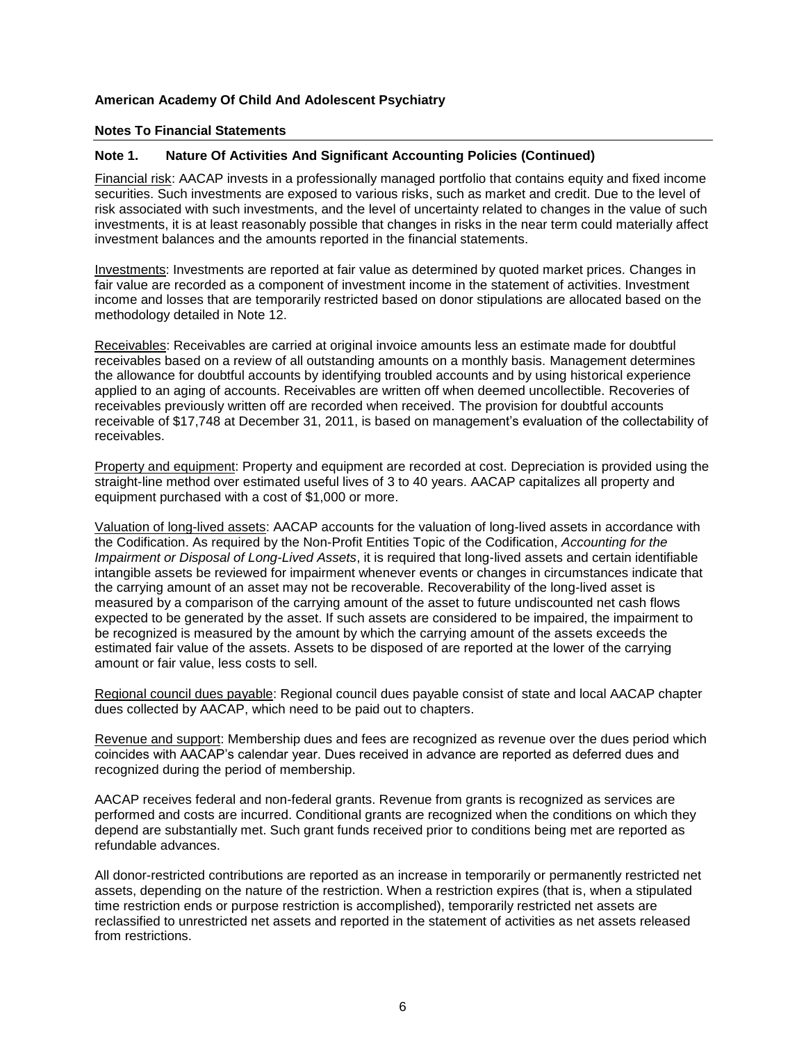**American Academy Of Child And Adolescent Psychiatry**

**Notes To Financial Statements**

**Note 1. Nature Of Activities And Significant Accounting Policies (Continued)**

Financial risk: AACAP invests in a professionally managed portfolio that contains equity and fixed income securities. Such investments are exposed to various risks, such as market and credit. Due to the level of risk associated with such investments, and the level of uncertainty related to changes in the value of such investments, it is at least reasonably possible that changes in risks in the near term could materially affect investment balances and the amounts reported in the financial statements.

Investments: Investments are reported at fair value as determined by quoted market prices. Changes in fair value are recorded as a component of investment income in the statement of activities. Investment income and losses that are temporarily restricted based on donor stipulations are allocated based on the methodology detailed in Note 12.

Receivables: Receivables are carried at original invoice amounts less an estimate made for doubtful receivables based on a review of all outstanding amounts on a monthly basis. Management determines the allowance for doubtful accounts by identifying troubled accounts and by using historical experience applied to an aging of accounts. Receivables are written off when deemed uncollectible. Recoveries of receivables previously written off are recorded when received. The provision for doubtful accounts receivable of $17,748 at December 31, 2011, is based on management's evaluation of the collectability of receivables.

Property and equipment: Property and equipment are recorded at cost. Depreciation is provided using the straight-line method over estimated useful lives of 3 to 40 years. AACAP capitalizes all property and equipment purchased with a cost of $1,000 or more.

Valuation of long-lived assets: AACAP accounts for the valuation of long-lived assets in accordance with the Codification. As required by the Non-Profit Entities Topic of the Codification, *Accounting for the Impairment or Disposal of Long-Lived Assets*, it is required that long-lived assets and certain identifiable intangible assets be reviewed for impairment whenever events or changes in circumstances indicate that the carrying amount of an asset may not be recoverable. Recoverability of the long-lived asset is measured by a comparison of the carrying amount of the asset to future undiscounted net cash flows expected to be generated by the asset. If such assets are considered to be impaired, the impairment to be recognized is measured by the amount by which the carrying amount of the assets exceeds the estimated fair value of the assets. Assets to be disposed of are reported at the lower of the carrying amount or fair value, less costs to sell.

Regional council dues payable: Regional council dues payable consist of state and local AACAP chapter dues collected by AACAP, which need to be paid out to chapters.

Revenue and support: Membership dues and fees are recognized as revenue over the dues period which coincides with AACAP's calendar year. Dues received in advance are reported as deferred dues and recognized during the period of membership.

AACAP receives federal and non-federal grants. Revenue from grants is recognized as services are performed and costs are incurred. Conditional grants are recognized when the conditions on which they depend are substantially met. Such grant funds received prior to conditions being met are reported as refundable advances.

All donor-restricted contributions are reported as an increase in temporarily or permanently restricted net assets, depending on the nature of the restriction. When a restriction expires (that is, when a stipulated time restriction ends or purpose restriction is accomplished), temporarily restricted net assets are reclassified to unrestricted net assets and reported in the statement of activities as net assets released from restrictions.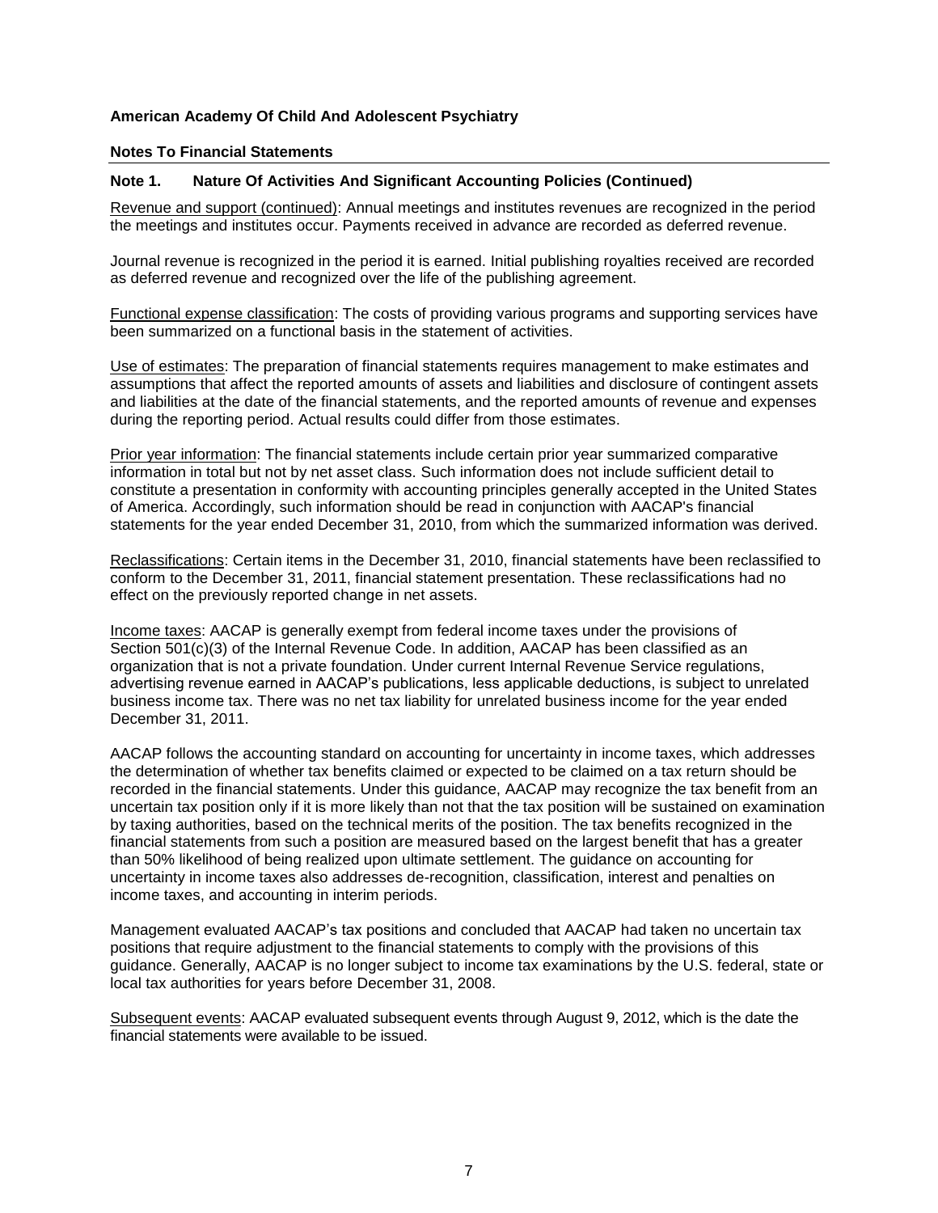**American Academy Of Child And Adolescent Psychiatry**

**Notes To Financial Statements**

**Note 1. Nature Of Activities And Significant Accounting Policies (Continued)**

Revenue and support (continued): Annual meetings and institutes revenues are recognized in the period the meetings and institutes occur. Payments received in advance are recorded as deferred revenue.

Journal revenue is recognized in the period it is earned. Initial publishing royalties received are recorded as deferred revenue and recognized over the life of the publishing agreement.

Functional expense classification: The costs of providing various programs and supporting services have been summarized on a functional basis in the statement of activities.

Use of estimates: The preparation of financial statements requires management to make estimates and assumptions that affect the reported amounts of assets and liabilities and disclosure of contingent assets and liabilities at the date of the financial statements, and the reported amounts of revenue and expenses during the reporting period. Actual results could differ from those estimates.

Prior year information: The financial statements include certain prior year summarized comparative information in total but not by net asset class. Such information does not include sufficient detail to constitute a presentation in conformity with accounting principles generally accepted in the United States of America. Accordingly, such information should be read in conjunction with AACAP's financial statements for the year ended December 31, 2010, from which the summarized information was derived.

Reclassifications: Certain items in the December 31, 2010, financial statements have been reclassified to conform to the December 31, 2011, financial statement presentation. These reclassifications had no effect on the previously reported change in net assets.

Income taxes: AACAP is generally exempt from federal income taxes under the provisions of Section 501(c)(3) of the Internal Revenue Code. In addition, AACAP has been classified as an organization that is not a private foundation. Under current Internal Revenue Service regulations, advertising revenue earned in AACAP's publications, less applicable deductions, is subject to unrelated business income tax. There was no net tax liability for unrelated business income for the year ended December 31, 2011.

AACAP follows the accounting standard on accounting for uncertainty in income taxes, which addresses the determination of whether tax benefits claimed or expected to be claimed on a tax return should be recorded in the financial statements. Under this guidance, AACAP may recognize the tax benefit from an uncertain tax position only if it is more likely than not that the tax position will be sustained on examination by taxing authorities, based on the technical merits of the position. The tax benefits recognized in the financial statements from such a position are measured based on the largest benefit that has a greater than 50% likelihood of being realized upon ultimate settlement. The guidance on accounting for uncertainty in income taxes also addresses de-recognition, classification, interest and penalties on income taxes, and accounting in interim periods.

Management evaluated AACAP's tax positions and concluded that AACAP had taken no uncertain tax positions that require adjustment to the financial statements to comply with the provisions of this guidance. Generally, AACAP is no longer subject to income tax examinations by the U.S. federal, state or local tax authorities for years before December 31, 2008.

Subsequent events: AACAP evaluated subsequent events through August 9, 2012, which is the date the financial statements were available to be issued.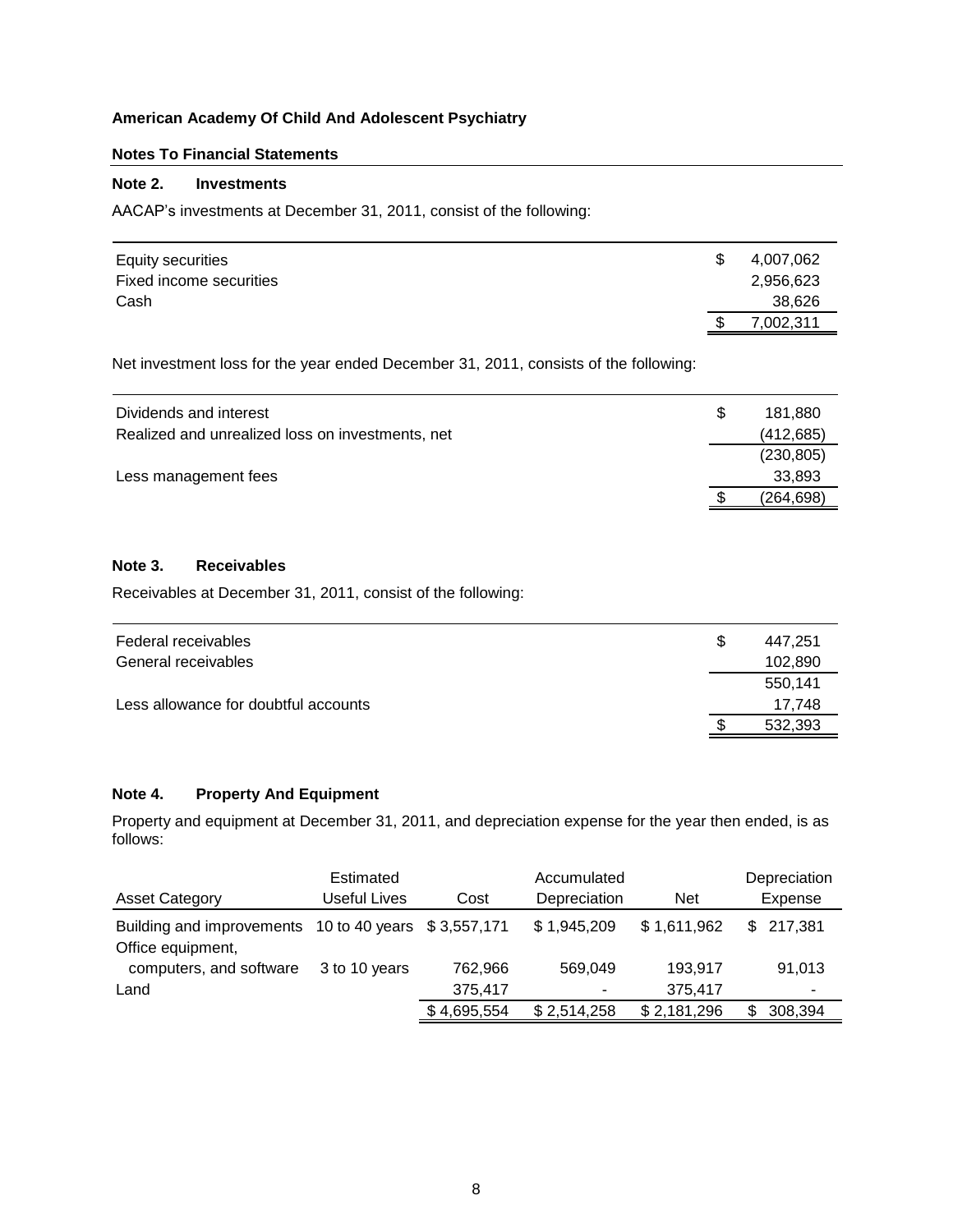**American Academy Of Child And Adolescent Psychiatry**

**Notes To Financial Statements**

## Note 2. Investments

AACAP's investments at December 31, 2011, consist of the following:

| | | |
|---|---|---|
| Equity securities | $ | 4,007,062 |
| Fixed income securities | | 2,956,623 |
| Cash | | 38,626 |
| | $ | 7,002,311 |

Net investment loss for the year ended December 31, 2011, consists of the following:

| | | |
|---|---|---|
| Dividends and interest | $ | 181,880 |
| Realized and unrealized loss on investments, net | | (412,685) |
| | | (230,805) |
| Less management fees | | 33,893 |
| | $ | (264,698) |

## Note 3. Receivables

Receivables at December 31, 2011, consist of the following:

| | | |
|---|---|---|
| Federal receivables | $ | 447,251 |
| General receivables | | 102,890 |
| | | 550,141 |
| Less allowance for doubtful accounts | | 17,748 |
| | $ | 532,393 |

## Note 4. Property And Equipment

Property and equipment at December 31, 2011, and depreciation expense for the year then ended, is as follows:

| Asset Category | Estimated Useful Lives | Cost | Accumulated Depreciation | Net | Depreciation Expense |
|---|---|---|---|---|---|
| Building and improvements | 10 to 40 years | $ 3,557,171 | $ 1,945,209 | $ 1,611,962 | $ 217,381 |
| Office equipment, computers, and software | 3 to 10 years | 762,966 | 569,049 | 193,917 | 91,013 |
| Land | | 375,417 | - | 375,417 | - |
| | | $ 4,695,554 | $ 2,514,258 | $ 2,181,296 | $ 308,394 |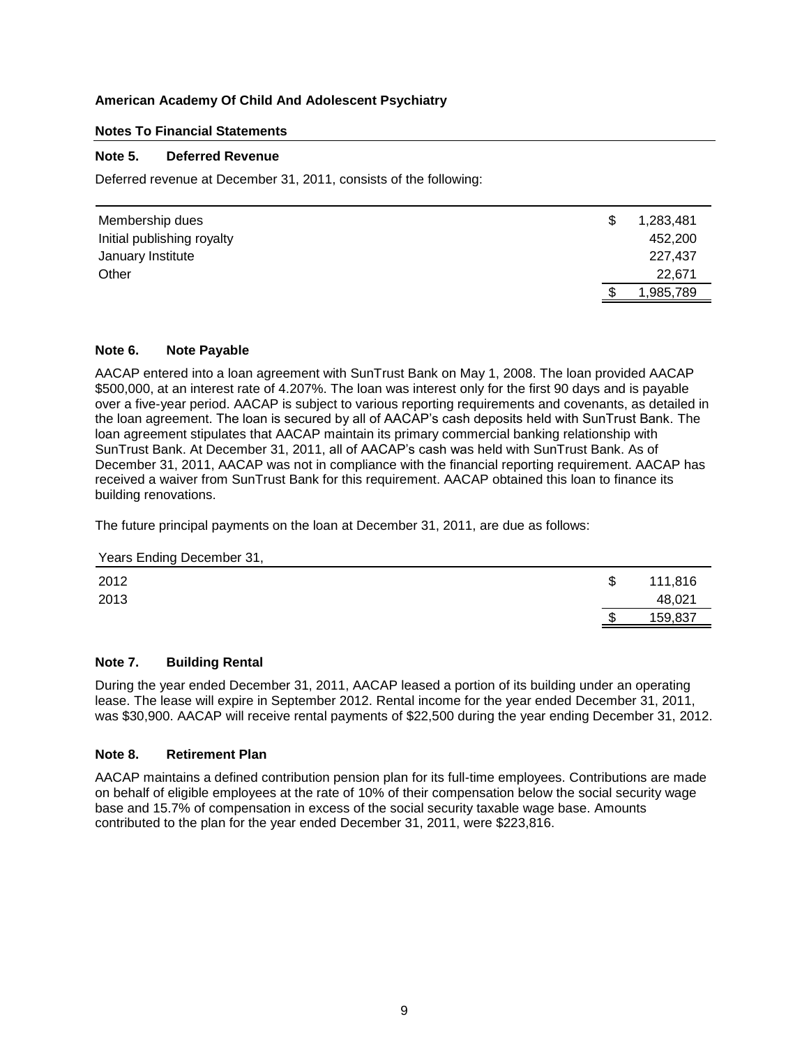**American Academy Of Child And Adolescent Psychiatry**

**Notes To Financial Statements**

**Note 5. Deferred Revenue**

Deferred revenue at December 31, 2011, consists of the following:

| | | |
|---|---|---|
| Membership dues | $ | 1,283,481 |
| Initial publishing royalty | | 452,200 |
| January Institute | | 227,437 |
| Other | | 22,671 |
| | $ | 1,985,789 |

**Note 6. Note Payable**

AACAP entered into a loan agreement with SunTrust Bank on May 1, 2008. The loan provided AACAP $500,000, at an interest rate of 4.207%. The loan was interest only for the first 90 days and is payable over a five-year period. AACAP is subject to various reporting requirements and covenants, as detailed in the loan agreement. The loan is secured by all of AACAP's cash deposits held with SunTrust Bank. The loan agreement stipulates that AACAP maintain its primary commercial banking relationship with SunTrust Bank. At December 31, 2011, all of AACAP's cash was held with SunTrust Bank. As of December 31, 2011, AACAP was not in compliance with the financial reporting requirement. AACAP has received a waiver from SunTrust Bank for this requirement. AACAP obtained this loan to finance its building renovations.

The future principal payments on the loan at December 31, 2011, are due as follows:

| Years Ending December 31, | | |
|---|---|---|
| 2012 | $ | 111,816 |
| 2013 | | 48,021 |
| | $ | 159,837 |

**Note 7. Building Rental**

During the year ended December 31, 2011, AACAP leased a portion of its building under an operating lease. The lease will expire in September 2012. Rental income for the year ended December 31, 2011, was $30,900. AACAP will receive rental payments of $22,500 during the year ending December 31, 2012.

**Note 8. Retirement Plan**

AACAP maintains a defined contribution pension plan for its full-time employees. Contributions are made on behalf of eligible employees at the rate of 10% of their compensation below the social security wage base and 15.7% of compensation in excess of the social security taxable wage base. Amounts contributed to the plan for the year ended December 31, 2011, were $223,816.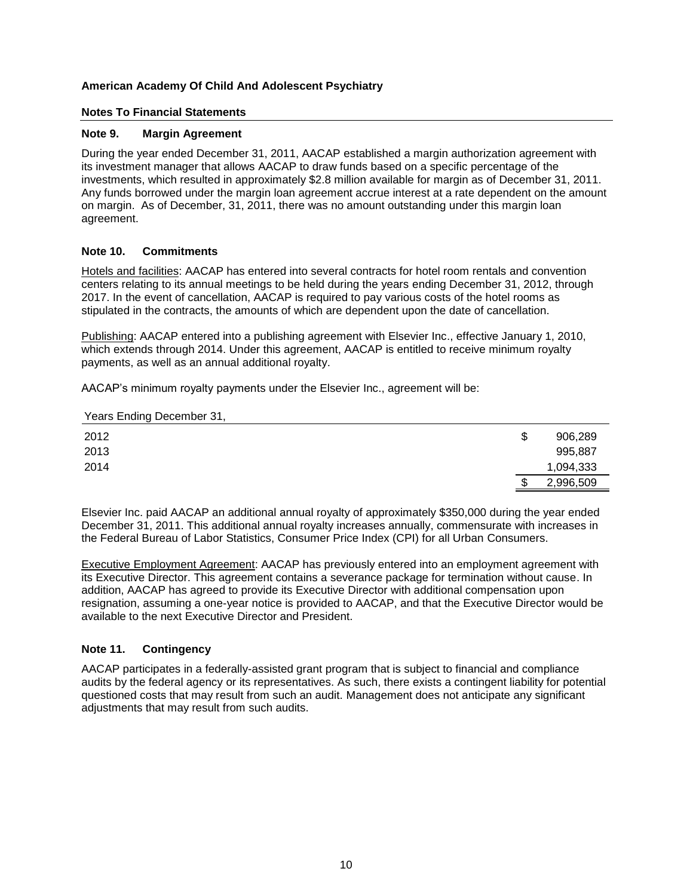**American Academy Of Child And Adolescent Psychiatry**

**Notes To Financial Statements**

## Note 9. Margin Agreement

During the year ended December 31, 2011, AACAP established a margin authorization agreement with its investment manager that allows AACAP to draw funds based on a specific percentage of the investments, which resulted in approximately $2.8 million available for margin as of December 31, 2011. Any funds borrowed under the margin loan agreement accrue interest at a rate dependent on the amount on margin. As of December, 31, 2011, there was no amount outstanding under this margin loan agreement.

## Note 10. Commitments

Hotels and facilities: AACAP has entered into several contracts for hotel room rentals and convention centers relating to its annual meetings to be held during the years ending December 31, 2012, through 2017. In the event of cancellation, AACAP is required to pay various costs of the hotel rooms as stipulated in the contracts, the amounts of which are dependent upon the date of cancellation.

Publishing: AACAP entered into a publishing agreement with Elsevier Inc., effective January 1, 2010, which extends through 2014. Under this agreement, AACAP is entitled to receive minimum royalty payments, as well as an annual additional royalty.

AACAP's minimum royalty payments under the Elsevier Inc., agreement will be:

| Years Ending December 31, | |
|---|---|
| 2012 | $ 906,289 |
| 2013 | 995,887 |
| 2014 | 1,094,333 |
| | $ 2,996,509 |

Elsevier Inc. paid AACAP an additional annual royalty of approximately $350,000 during the year ended December 31, 2011. This additional annual royalty increases annually, commensurate with increases in the Federal Bureau of Labor Statistics, Consumer Price Index (CPI) for all Urban Consumers.

Executive Employment Agreement: AACAP has previously entered into an employment agreement with its Executive Director. This agreement contains a severance package for termination without cause. In addition, AACAP has agreed to provide its Executive Director with additional compensation upon resignation, assuming a one-year notice is provided to AACAP, and that the Executive Director would be available to the next Executive Director and President.

## Note 11. Contingency

AACAP participates in a federally-assisted grant program that is subject to financial and compliance audits by the federal agency or its representatives. As such, there exists a contingent liability for potential questioned costs that may result from such an audit. Management does not anticipate any significant adjustments that may result from such audits.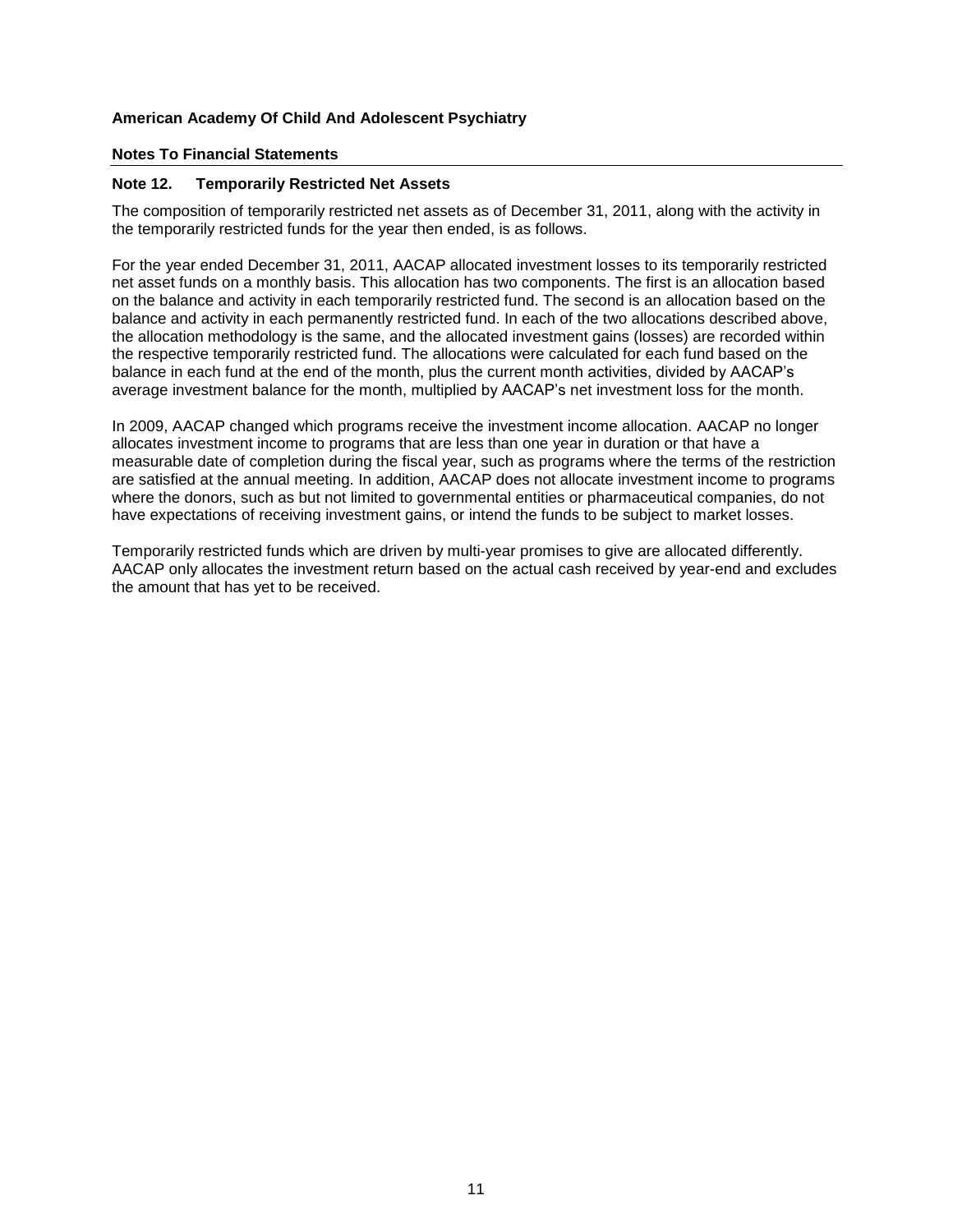**American Academy Of Child And Adolescent Psychiatry**

**Notes To Financial Statements**

**Note 12. Temporarily Restricted Net Assets**

The composition of temporarily restricted net assets as of December 31, 2011, along with the activity in the temporarily restricted funds for the year then ended, is as follows.

For the year ended December 31, 2011, AACAP allocated investment losses to its temporarily restricted net asset funds on a monthly basis. This allocation has two components. The first is an allocation based on the balance and activity in each temporarily restricted fund. The second is an allocation based on the balance and activity in each permanently restricted fund. In each of the two allocations described above, the allocation methodology is the same, and the allocated investment gains (losses) are recorded within the respective temporarily restricted fund. The allocations were calculated for each fund based on the balance in each fund at the end of the month, plus the current month activities, divided by AACAP's average investment balance for the month, multiplied by AACAP's net investment loss for the month.

In 2009, AACAP changed which programs receive the investment income allocation. AACAP no longer allocates investment income to programs that are less than one year in duration or that have a measurable date of completion during the fiscal year, such as programs where the terms of the restriction are satisfied at the annual meeting. In addition, AACAP does not allocate investment income to programs where the donors, such as but not limited to governmental entities or pharmaceutical companies, do not have expectations of receiving investment gains, or intend the funds to be subject to market losses.

Temporarily restricted funds which are driven by multi-year promises to give are allocated differently. AACAP only allocates the investment return based on the actual cash received by year-end and excludes the amount that has yet to be received.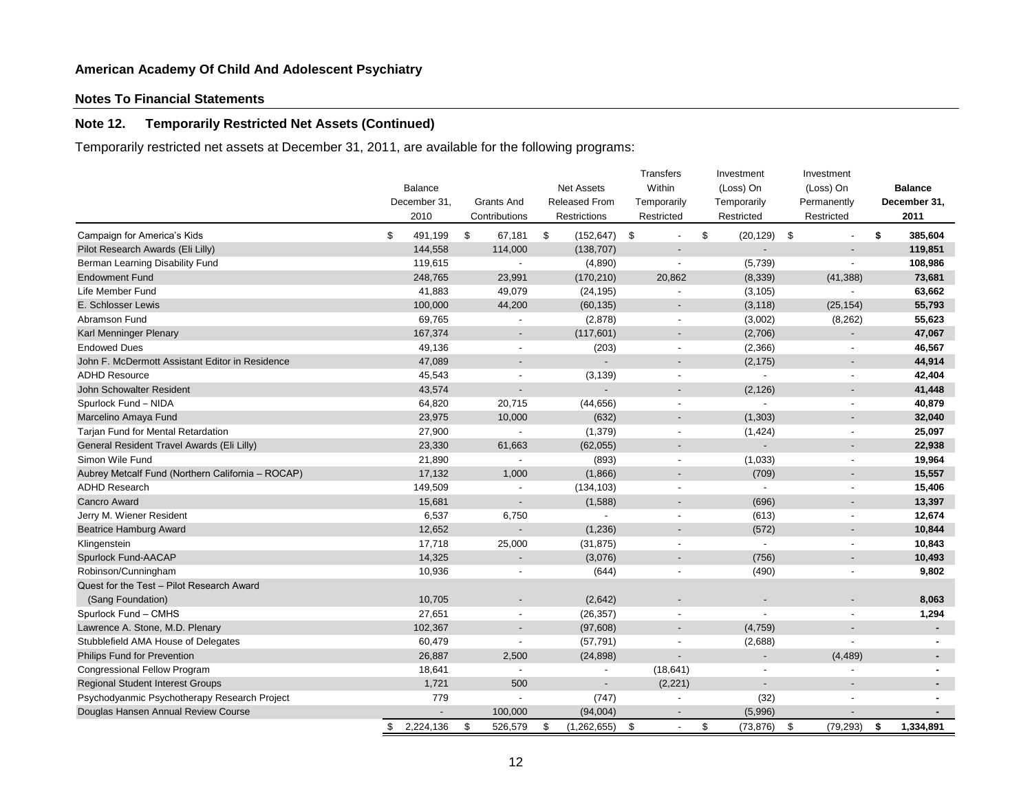**American Academy Of Child And Adolescent Psychiatry**

**Notes To Financial Statements**

**Note 12. Temporarily Restricted Net Assets (Continued)**

Temporarily restricted net assets at December 31, 2011, are available for the following programs:

| | Balance December 31, 2010 | Grants And Contributions | Net Assets Released From Restrictions | Transfers Within Temporarily Restricted | Investment (Loss) On Temporarily Restricted | Investment (Loss) On Permanently Restricted | **Balance December 31, 2011** |
|---|---|---|---|---|---|---|---|
| Campaign for America's Kids | $ 491,199 | $ 67,181 | $ (152,647) | $ - | $ (20,129) | $ - | **$ 385,604** |
| Pilot Research Awards (Eli Lilly) | 144,558 | 114,000 | (138,707) | - | - | - | **119,851** |
| Berman Learning Disability Fund | 119,615 | - | (4,890) | - | (5,739) | - | **108,986** |
| Endowment Fund | 248,765 | 23,991 | (170,210) | 20,862 | (8,339) | (41,388) | **73,681** |
| Life Member Fund | 41,883 | 49,079 | (24,195) | - | (3,105) | - | **63,662** |
| E. Schlosser Lewis | 100,000 | 44,200 | (60,135) | - | (3,118) | (25,154) | **55,793** |
| Abramson Fund | 69,765 | - | (2,878) | - | (3,002) | (8,262) | **55,623** |
| Karl Menninger Plenary | 167,374 | - | (117,601) | - | (2,706) | - | **47,067** |
| Endowed Dues | 49,136 | - | (203) | - | (2,366) | - | **46,567** |
| John F. McDermott Assistant Editor in Residence | 47,089 | - | - | - | (2,175) | - | **44,914** |
| ADHD Resource | 45,543 | - | (3,139) | - | - | - | **42,404** |
| John Schowalter Resident | 43,574 | - | - | - | (2,126) | - | **41,448** |
| Spurlock Fund – NIDA | 64,820 | 20,715 | (44,656) | - | - | - | **40,879** |
| Marcelino Amaya Fund | 23,975 | 10,000 | (632) | - | (1,303) | - | **32,040** |
| Tarjan Fund for Mental Retardation | 27,900 | - | (1,379) | - | (1,424) | - | **25,097** |
| General Resident Travel Awards (Eli Lilly) | 23,330 | 61,663 | (62,055) | - | - | - | **22,938** |
| Simon Wile Fund | 21,890 | - | (893) | - | (1,033) | - | **19,964** |
| Aubrey Metcalf Fund (Northern California – ROCAP) | 17,132 | 1,000 | (1,866) | - | (709) | - | **15,557** |
| ADHD Research | 149,509 | - | (134,103) | - | - | - | **15,406** |
| Cancro Award | 15,681 | - | (1,588) | - | (696) | - | **13,397** |
| Jerry M. Wiener Resident | 6,537 | 6,750 | - | - | (613) | - | **12,674** |
| Beatrice Hamburg Award | 12,652 | - | (1,236) | - | (572) | - | **10,844** |
| Klingenstein | 17,718 | 25,000 | (31,875) | - | - | - | **10,843** |
| Spurlock Fund-AACAP | 14,325 | - | (3,076) | - | (756) | - | **10,493** |
| Robinson/Cunningham | 10,936 | - | (644) | - | (490) | - | **9,802** |
| Quest for the Test – Pilot Research Award (Sang Foundation) | 10,705 | - | (2,642) | - | - | - | **8,063** |
| Spurlock Fund – CMHS | 27,651 | - | (26,357) | - | - | - | **1,294** |
| Lawrence A. Stone, M.D. Plenary | 102,367 | - | (97,608) | - | (4,759) | - | **-** |
| Stubblefield AMA House of Delegates | 60,479 | - | (57,791) | - | (2,688) | - | **-** |
| Philips Fund for Prevention | 26,887 | 2,500 | (24,898) | - | - | (4,489) | **-** |
| Congressional Fellow Program | 18,641 | - | - | (18,641) | - | - | **-** |
| Regional Student Interest Groups | 1,721 | 500 | - | (2,221) | - | - | **-** |
| Psychodyanmic Psychotherapy Research Project | 779 | - | (747) | - | (32) | - | **-** |
| Douglas Hansen Annual Review Course | - | 100,000 | (94,004) | - | (5,996) | - | **-** |
| | $ 2,224,136 | $ 526,579 | $ (1,262,655) | $ - | $ (73,876) | $ (79,293) | **$ 1,334,891** |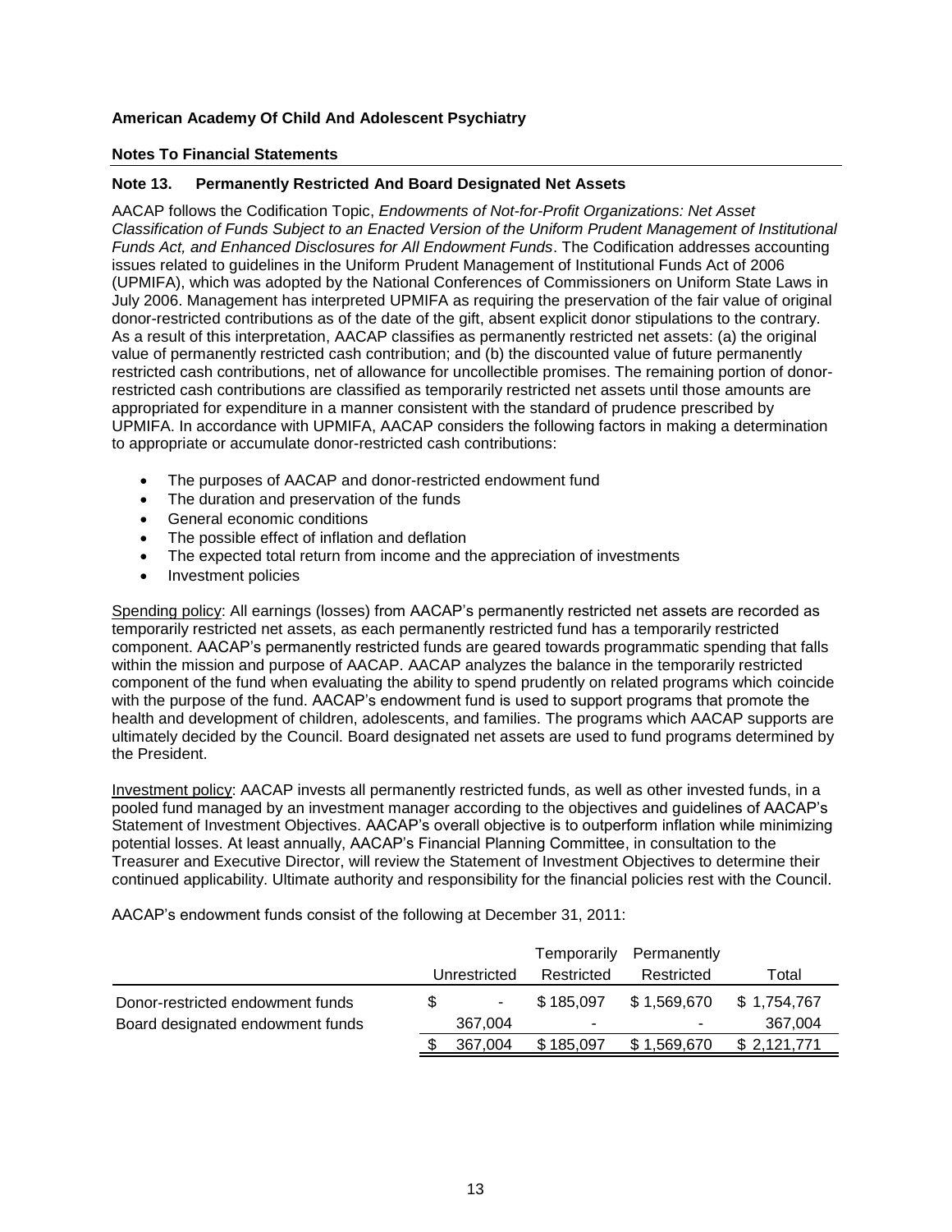**American Academy Of Child And Adolescent Psychiatry**

**Notes To Financial Statements**

**Note 13. Permanently Restricted And Board Designated Net Assets**

AACAP follows the Codification Topic, *Endowments of Not-for-Profit Organizations: Net Asset Classification of Funds Subject to an Enacted Version of the Uniform Prudent Management of Institutional Funds Act, and Enhanced Disclosures for All Endowment Funds*. The Codification addresses accounting issues related to guidelines in the Uniform Prudent Management of Institutional Funds Act of 2006 (UPMIFA), which was adopted by the National Conferences of Commissioners on Uniform State Laws in July 2006. Management has interpreted UPMIFA as requiring the preservation of the fair value of original donor-restricted contributions as of the date of the gift, absent explicit donor stipulations to the contrary. As a result of this interpretation, AACAP classifies as permanently restricted net assets: (a) the original value of permanently restricted cash contribution; and (b) the discounted value of future permanently restricted cash contributions, net of allowance for uncollectible promises. The remaining portion of donor-restricted cash contributions are classified as temporarily restricted net assets until those amounts are appropriated for expenditure in a manner consistent with the standard of prudence prescribed by UPMIFA. In accordance with UPMIFA, AACAP considers the following factors in making a determination to appropriate or accumulate donor-restricted cash contributions:

- The purposes of AACAP and donor-restricted endowment fund
- The duration and preservation of the funds
- General economic conditions
- The possible effect of inflation and deflation
- The expected total return from income and the appreciation of investments
- Investment policies

Spending policy: All earnings (losses) from AACAP's permanently restricted net assets are recorded as temporarily restricted net assets, as each permanently restricted fund has a temporarily restricted component. AACAP's permanently restricted funds are geared towards programmatic spending that falls within the mission and purpose of AACAP. AACAP analyzes the balance in the temporarily restricted component of the fund when evaluating the ability to spend prudently on related programs which coincide with the purpose of the fund. AACAP's endowment fund is used to support programs that promote the health and development of children, adolescents, and families. The programs which AACAP supports are ultimately decided by the Council. Board designated net assets are used to fund programs determined by the President.

Investment policy: AACAP invests all permanently restricted funds, as well as other invested funds, in a pooled fund managed by an investment manager according to the objectives and guidelines of AACAP's Statement of Investment Objectives. AACAP's overall objective is to outperform inflation while minimizing potential losses. At least annually, AACAP's Financial Planning Committee, in consultation to the Treasurer and Executive Director, will review the Statement of Investment Objectives to determine their continued applicability. Ultimate authority and responsibility for the financial policies rest with the Council.

AACAP's endowment funds consist of the following at December 31, 2011:

| | Unrestricted | Temporarily Restricted | Permanently Restricted | Total |
|---|---|---|---|---|
| Donor-restricted endowment funds | $ - | $ 185,097 | $ 1,569,670 | $ 1,754,767 |
| Board designated endowment funds | 367,004 | - | - | 367,004 |
| | $ 367,004 | $ 185,097 | $ 1,569,670 | $ 2,121,771 |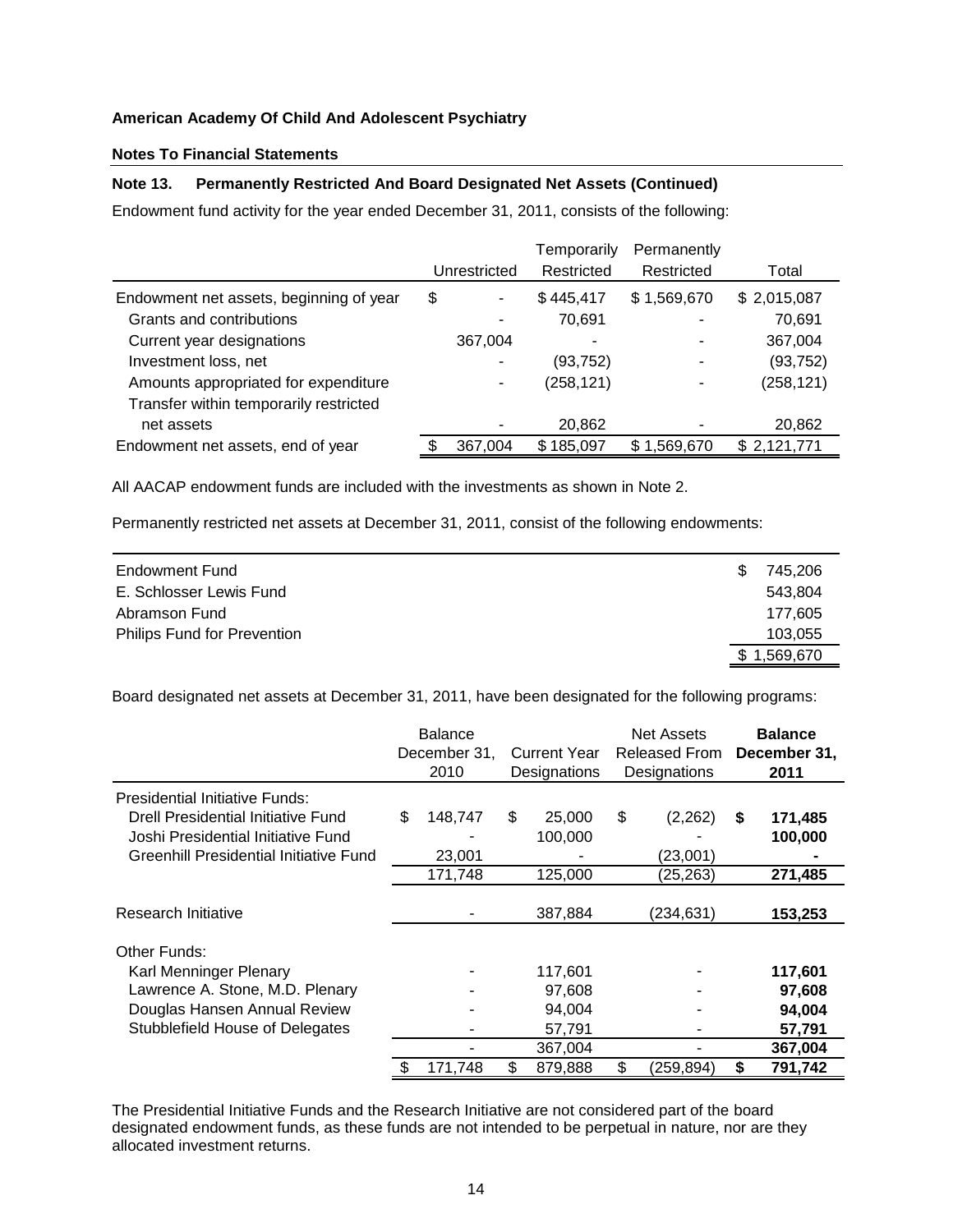**American Academy Of Child And Adolescent Psychiatry**

**Notes To Financial Statements**

**Note 13. Permanently Restricted And Board Designated Net Assets (Continued)**

Endowment fund activity for the year ended December 31, 2011, consists of the following:

| | Unrestricted | Temporarily Restricted | Permanently Restricted | Total |
|---|---|---|---|---|
| Endowment net assets, beginning of year | $ - | $ 445,417 | $ 1,569,670 | $ 2,015,087 |
| Grants and contributions | - | 70,691 | - | 70,691 |
| Current year designations | 367,004 | - | - | 367,004 |
| Investment loss, net | - | (93,752) | - | (93,752) |
| Amounts appropriated for expenditure | - | (258,121) | - | (258,121) |
| Transfer within temporarily restricted net assets | - | 20,862 | - | 20,862 |
| Endowment net assets, end of year | $ 367,004 | $ 185,097 | $ 1,569,670 | $ 2,121,771 |

All AACAP endowment funds are included with the investments as shown in Note 2.

Permanently restricted net assets at December 31, 2011, consist of the following endowments:

| | |
|---|---|
| Endowment Fund | $ 745,206 |
| E. Schlosser Lewis Fund | 543,804 |
| Abramson Fund | 177,605 |
| Philips Fund for Prevention | 103,055 |
| | $ 1,569,670 |

Board designated net assets at December 31, 2011, have been designated for the following programs:

| | Balance December 31, 2010 | Current Year Designations | Net Assets Released From Designations | **Balance December 31, 2011** |
|---|---|---|---|---|
| Presidential Initiative Funds: | | | | |
| Drell Presidential Initiative Fund | $ 148,747 | $ 25,000 | $ (2,262) | **$ 171,485** |
| Joshi Presidential Initiative Fund | - | 100,000 | - | **100,000** |
| Greenhill Presidential Initiative Fund | 23,001 | - | (23,001) | **-** |
| | 171,748 | 125,000 | (25,263) | **271,485** |
| Research Initiative | - | 387,884 | (234,631) | **153,253** |
| Other Funds: | | | | |
| Karl Menninger Plenary | - | 117,601 | - | **117,601** |
| Lawrence A. Stone, M.D. Plenary | - | 97,608 | - | **97,608** |
| Douglas Hansen Annual Review | - | 94,004 | - | **94,004** |
| Stubblefield House of Delegates | - | 57,791 | - | **57,791** |
| | - | 367,004 | - | **367,004** |
| | $ 171,748 | $ 879,888 | $ (259,894) | **$ 791,742** |

The Presidential Initiative Funds and the Research Initiative are not considered part of the board designated endowment funds, as these funds are not intended to be perpetual in nature, nor are they allocated investment returns.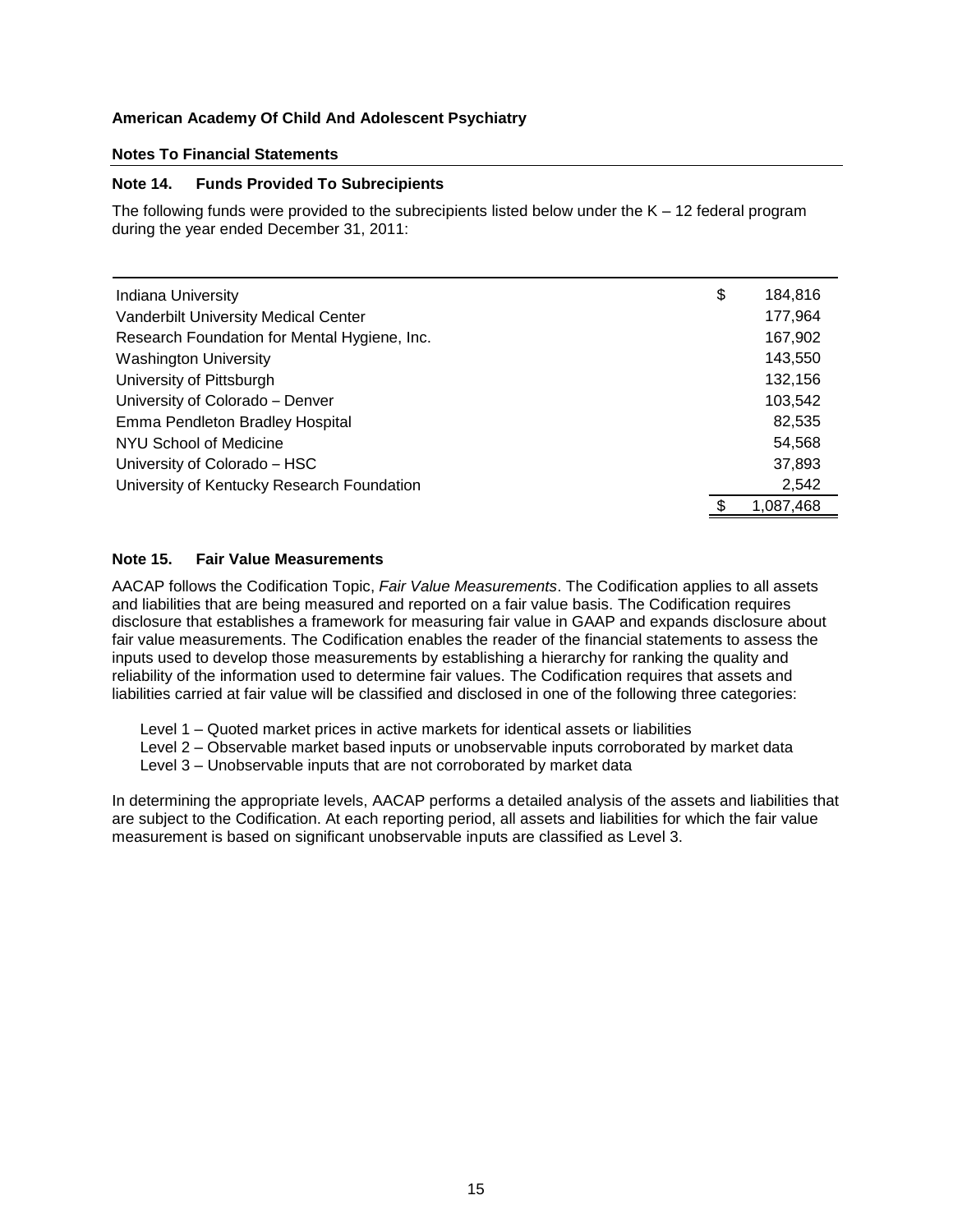**American Academy Of Child And Adolescent Psychiatry**

**Notes To Financial Statements**

## Note 14. Funds Provided To Subrecipients

The following funds were provided to the subrecipients listed below under the K – 12 federal program during the year ended December 31, 2011:

| | |
|---|---|
| Indiana University | $ 184,816 |
| Vanderbilt University Medical Center | 177,964 |
| Research Foundation for Mental Hygiene, Inc. | 167,902 |
| Washington University | 143,550 |
| University of Pittsburgh | 132,156 |
| University of Colorado – Denver | 103,542 |
| Emma Pendleton Bradley Hospital | 82,535 |
| NYU School of Medicine | 54,568 |
| University of Colorado – HSC | 37,893 |
| University of Kentucky Research Foundation | 2,542 |
| | $ 1,087,468 |

## Note 15. Fair Value Measurements

AACAP follows the Codification Topic, *Fair Value Measurements*. The Codification applies to all assets and liabilities that are being measured and reported on a fair value basis. The Codification requires disclosure that establishes a framework for measuring fair value in GAAP and expands disclosure about fair value measurements. The Codification enables the reader of the financial statements to assess the inputs used to develop those measurements by establishing a hierarchy for ranking the quality and reliability of the information used to determine fair values. The Codification requires that assets and liabilities carried at fair value will be classified and disclosed in one of the following three categories:

Level 1 – Quoted market prices in active markets for identical assets or liabilities
Level 2 – Observable market based inputs or unobservable inputs corroborated by market data
Level 3 – Unobservable inputs that are not corroborated by market data

In determining the appropriate levels, AACAP performs a detailed analysis of the assets and liabilities that are subject to the Codification. At each reporting period, all assets and liabilities for which the fair value measurement is based on significant unobservable inputs are classified as Level 3.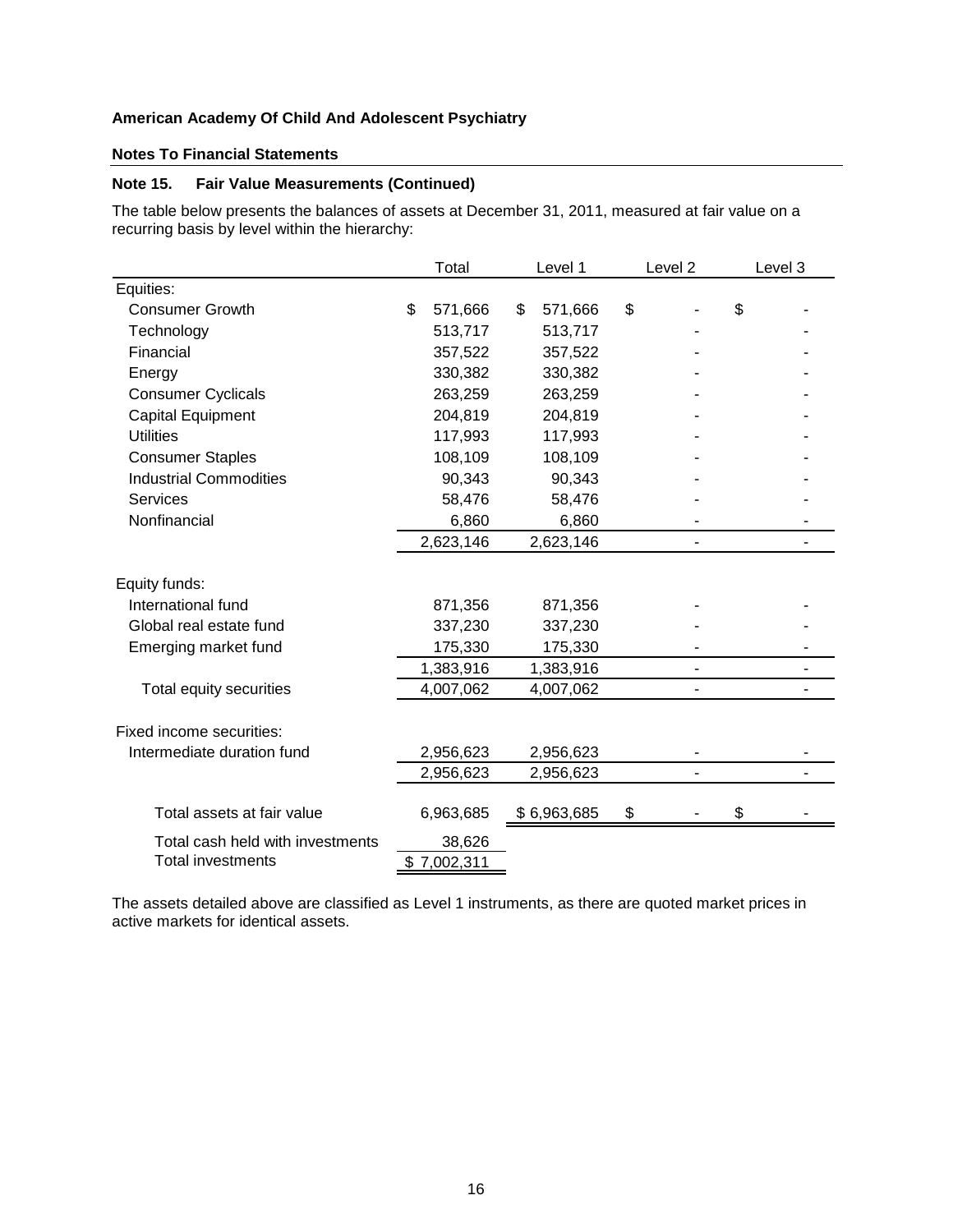**American Academy Of Child And Adolescent Psychiatry**

**Notes To Financial Statements**

**Note 15. Fair Value Measurements (Continued)**

The table below presents the balances of assets at December 31, 2011, measured at fair value on a recurring basis by level within the hierarchy:

| | Total | Level 1 | Level 2 | Level 3 |
|---|---|---|---|---|
| Equities: | | | | |
| Consumer Growth | $ 571,666 | $ 571,666 | $ - | $ - |
| Technology | 513,717 | 513,717 | - | - |
| Financial | 357,522 | 357,522 | - | - |
| Energy | 330,382 | 330,382 | - | - |
| Consumer Cyclicals | 263,259 | 263,259 | - | - |
| Capital Equipment | 204,819 | 204,819 | - | - |
| Utilities | 117,993 | 117,993 | - | - |
| Consumer Staples | 108,109 | 108,109 | - | - |
| Industrial Commodities | 90,343 | 90,343 | - | - |
| Services | 58,476 | 58,476 | - | - |
| Nonfinancial | 6,860 | 6,860 | - | - |
| | 2,623,146 | 2,623,146 | - | - |
| Equity funds: | | | | |
| International fund | 871,356 | 871,356 | - | - |
| Global real estate fund | 337,230 | 337,230 | - | - |
| Emerging market fund | 175,330 | 175,330 | - | - |
| | 1,383,916 | 1,383,916 | - | - |
| Total equity securities | 4,007,062 | 4,007,062 | - | - |
| Fixed income securities: | | | | |
| Intermediate duration fund | 2,956,623 | 2,956,623 | - | - |
| | 2,956,623 | 2,956,623 | - | - |
| Total assets at fair value | 6,963,685 | $ 6,963,685 | $ - | $ - |
| Total cash held with investments | 38,626 | | | |
| Total investments | $ 7,002,311 | | | |

The assets detailed above are classified as Level 1 instruments, as there are quoted market prices in active markets for identical assets.